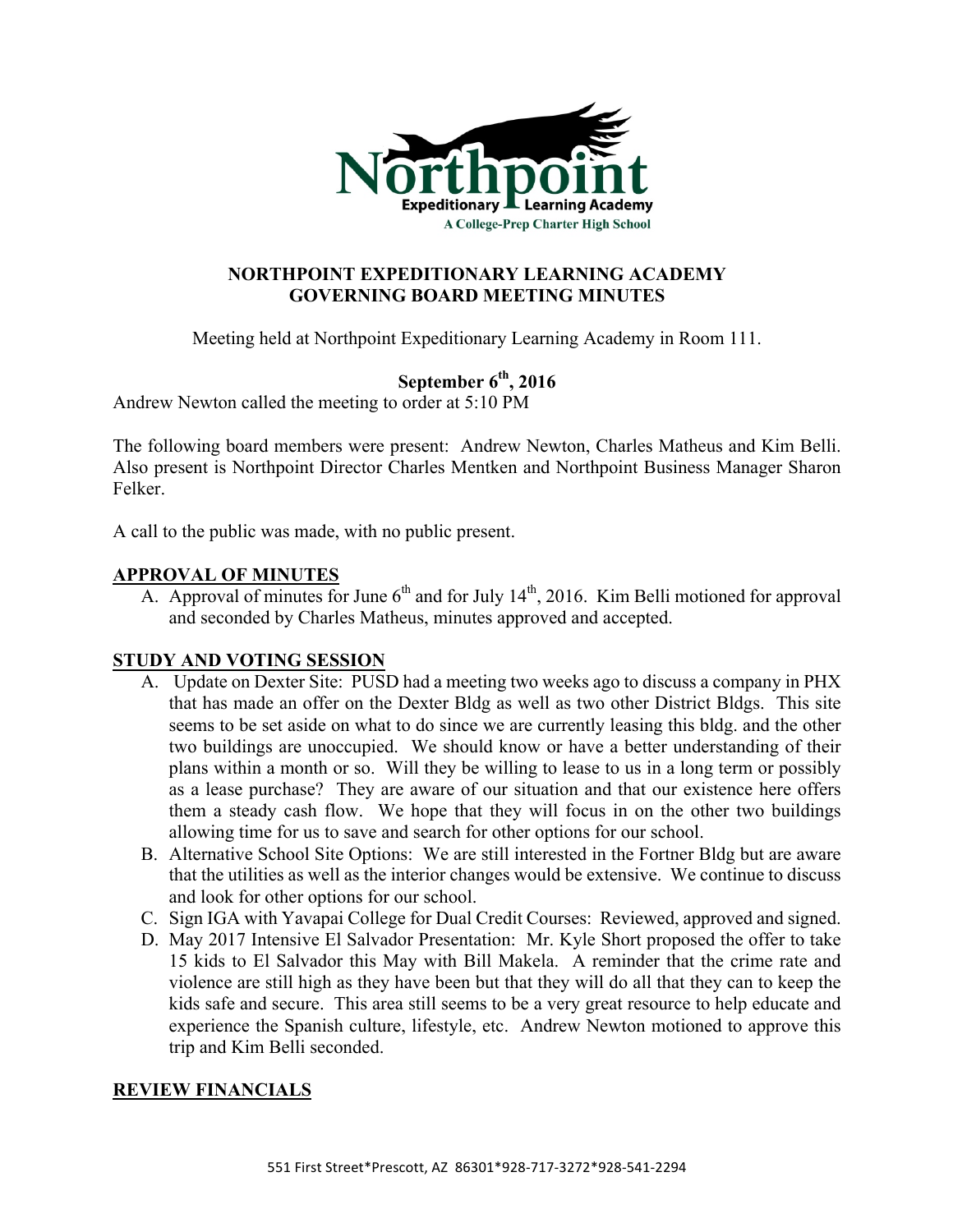Northpoint Expeditionary Learning Academy
A College-Prep Charter High School

# NORTHPOINT EXPEDITIONARY LEARNING ACADEMY GOVERNING BOARD MEETING MINUTES

Meeting held at Northpoint Expeditionary Learning Academy in Room 111.

## September 6th, 2016

Andrew Newton called the meeting to order at 5:10 PM

The following board members were present: Andrew Newton, Charles Matheus and Kim Belli. Also present is Northpoint Director Charles Mentken and Northpoint Business Manager Sharon Felker.

A call to the public was made, with no public present.

## APPROVAL OF MINUTES

A. Approval of minutes for June 6th and for July 14th, 2016. Kim Belli motioned for approval and seconded by Charles Matheus, minutes approved and accepted.

## STUDY AND VOTING SESSION

A. Update on Dexter Site: PUSD had a meeting two weeks ago to discuss a company in PHX that has made an offer on the Dexter Bldg as well as two other District Bldgs. This site seems to be set aside on what to do since we are currently leasing this bldg. and the other two buildings are unoccupied. We should know or have a better understanding of their plans within a month or so. Will they be willing to lease to us in a long term or possibly as a lease purchase? They are aware of our situation and that our existence here offers them a steady cash flow. We hope that they will focus in on the other two buildings allowing time for us to save and search for other options for our school.

B. Alternative School Site Options: We are still interested in the Fortner Bldg but are aware that the utilities as well as the interior changes would be extensive. We continue to discuss and look for other options for our school.

C. Sign IGA with Yavapai College for Dual Credit Courses: Reviewed, approved and signed.

D. May 2017 Intensive El Salvador Presentation: Mr. Kyle Short proposed the offer to take 15 kids to El Salvador this May with Bill Makela. A reminder that the crime rate and violence are still high as they have been but that they will do all that they can to keep the kids safe and secure. This area still seems to be a very great resource to help educate and experience the Spanish culture, lifestyle, etc. Andrew Newton motioned to approve this trip and Kim Belli seconded.

## REVIEW FINANCIALS

551 First Street*Prescott, AZ 86301*928-717-3272*928-541-2294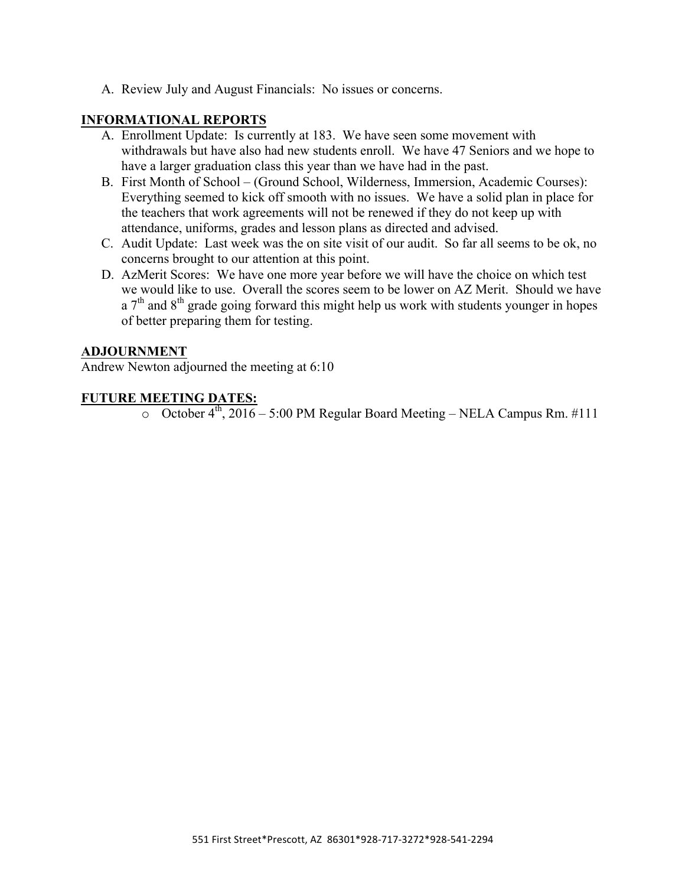A. Review July and August Financials: No issues or concerns.

## INFORMATIONAL REPORTS

A. Enrollment Update: Is currently at 183. We have seen some movement with withdrawals but have also had new students enroll. We have 47 Seniors and we hope to have a larger graduation class this year than we have had in the past.

B. First Month of School – (Ground School, Wilderness, Immersion, Academic Courses): Everything seemed to kick off smooth with no issues. We have a solid plan in place for the teachers that work agreements will not be renewed if they do not keep up with attendance, uniforms, grades and lesson plans as directed and advised.

C. Audit Update: Last week was the on site visit of our audit. So far all seems to be ok, no concerns brought to our attention at this point.

D. AzMerit Scores: We have one more year before we will have the choice on which test we would like to use. Overall the scores seem to be lower on AZ Merit. Should we have a 7th and 8th grade going forward this might help us work with students younger in hopes of better preparing them for testing.

## ADJOURNMENT

Andrew Newton adjourned the meeting at 6:10

## FUTURE MEETING DATES:

- October 4th, 2016 – 5:00 PM Regular Board Meeting – NELA Campus Rm. #111